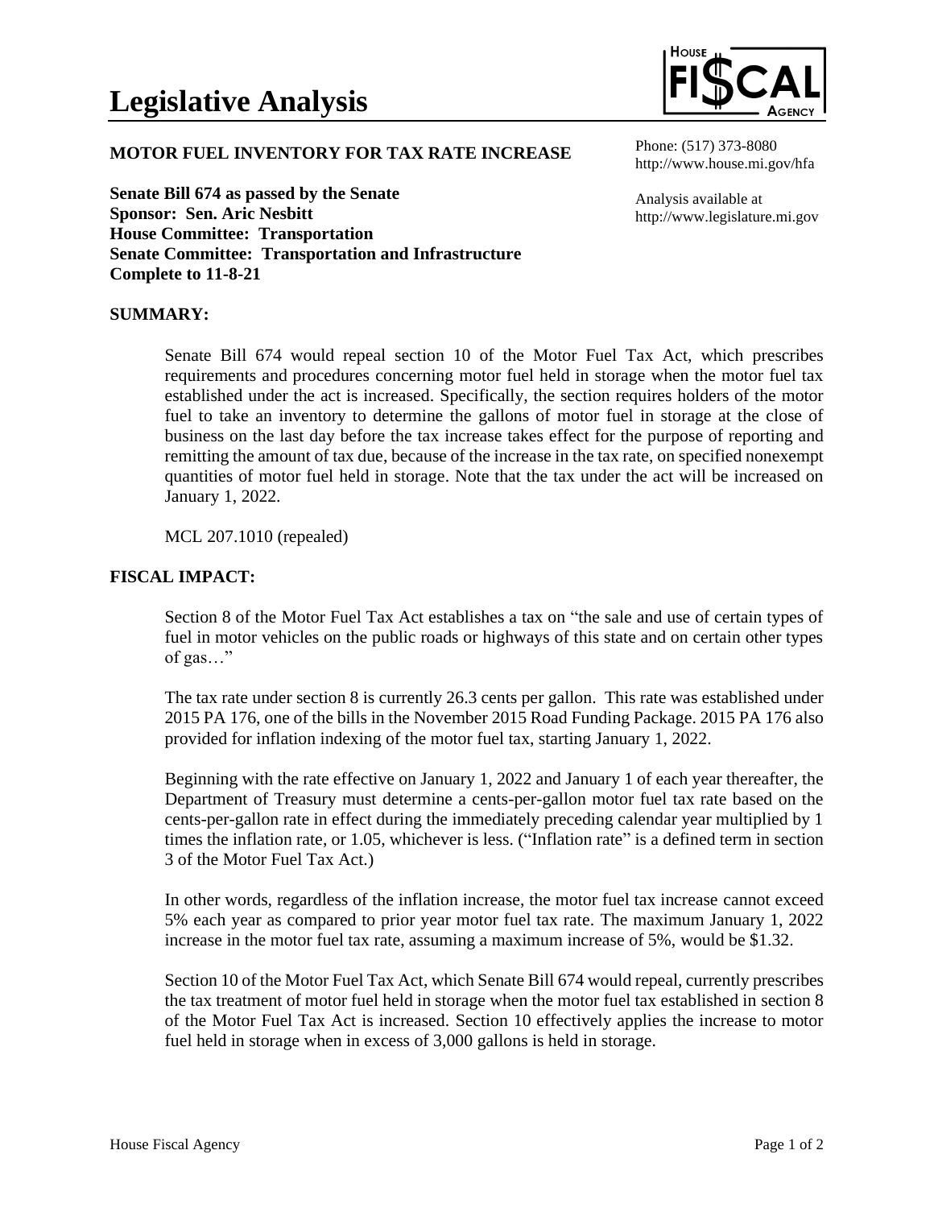# Legislative Analysis

**MOTOR FUEL INVENTORY FOR TAX RATE INCREASE**

Phone: (517) 373-8080
http://www.house.mi.gov/hfa

Analysis available at
http://www.legislature.mi.gov

**Senate Bill 674 as passed by the Senate**
**Sponsor: Sen. Aric Nesbitt**
**House Committee: Transportation**
**Senate Committee: Transportation and Infrastructure**
**Complete to 11-8-21**

## SUMMARY:

Senate Bill 674 would repeal section 10 of the Motor Fuel Tax Act, which prescribes requirements and procedures concerning motor fuel held in storage when the motor fuel tax established under the act is increased. Specifically, the section requires holders of the motor fuel to take an inventory to determine the gallons of motor fuel in storage at the close of business on the last day before the tax increase takes effect for the purpose of reporting and remitting the amount of tax due, because of the increase in the tax rate, on specified nonexempt quantities of motor fuel held in storage. Note that the tax under the act will be increased on January 1, 2022.

MCL 207.1010 (repealed)

## FISCAL IMPACT:

Section 8 of the Motor Fuel Tax Act establishes a tax on "the sale and use of certain types of fuel in motor vehicles on the public roads or highways of this state and on certain other types of gas…"

The tax rate under section 8 is currently 26.3 cents per gallon. This rate was established under 2015 PA 176, one of the bills in the November 2015 Road Funding Package. 2015 PA 176 also provided for inflation indexing of the motor fuel tax, starting January 1, 2022.

Beginning with the rate effective on January 1, 2022 and January 1 of each year thereafter, the Department of Treasury must determine a cents-per-gallon motor fuel tax rate based on the cents-per-gallon rate in effect during the immediately preceding calendar year multiplied by 1 times the inflation rate, or 1.05, whichever is less. ("Inflation rate" is a defined term in section 3 of the Motor Fuel Tax Act.)

In other words, regardless of the inflation increase, the motor fuel tax increase cannot exceed 5% each year as compared to prior year motor fuel tax rate. The maximum January 1, 2022 increase in the motor fuel tax rate, assuming a maximum increase of 5%, would be $1.32.

Section 10 of the Motor Fuel Tax Act, which Senate Bill 674 would repeal, currently prescribes the tax treatment of motor fuel held in storage when the motor fuel tax established in section 8 of the Motor Fuel Tax Act is increased. Section 10 effectively applies the increase to motor fuel held in storage when in excess of 3,000 gallons is held in storage.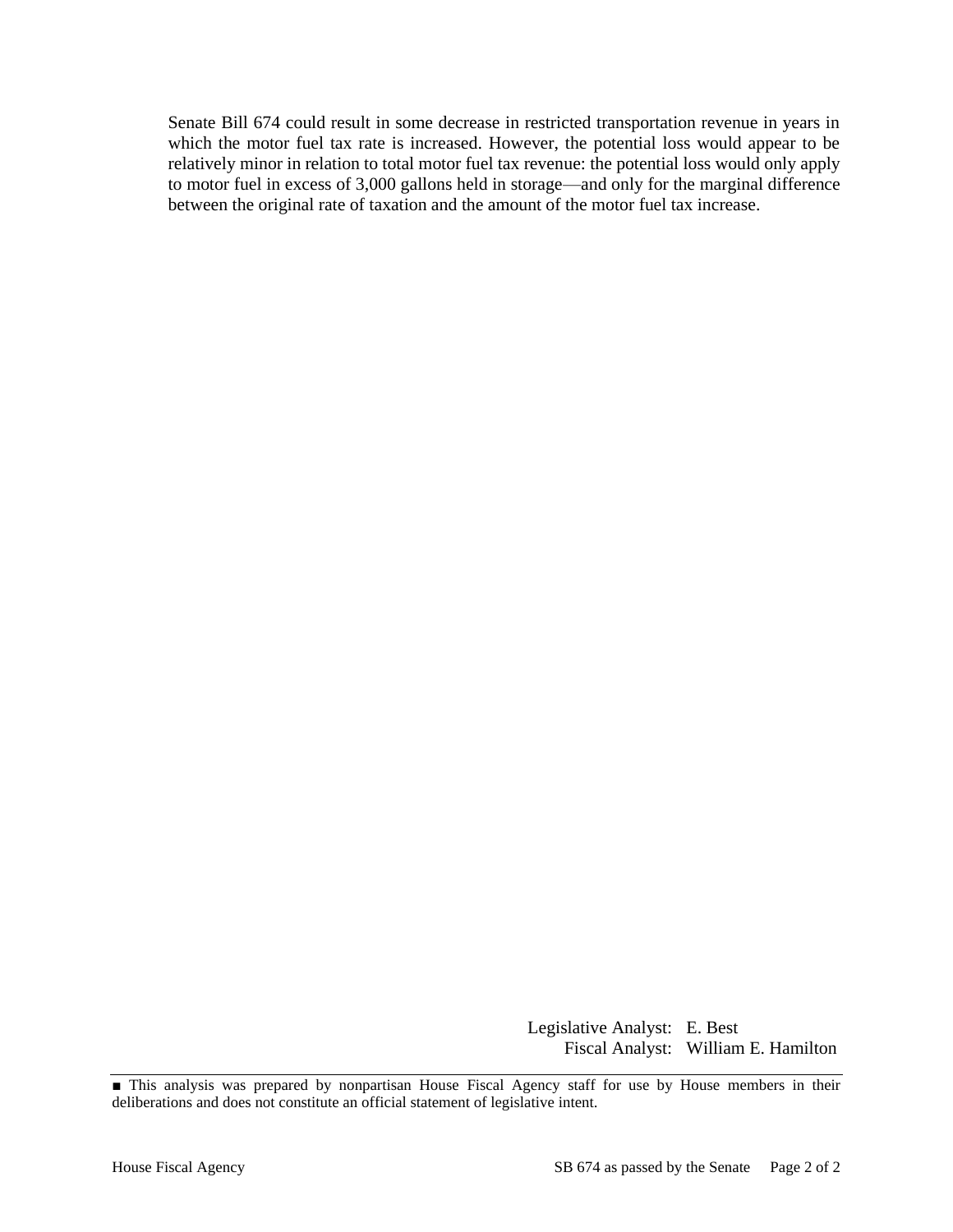Senate Bill 674 could result in some decrease in restricted transportation revenue in years in which the motor fuel tax rate is increased. However, the potential loss would appear to be relatively minor in relation to total motor fuel tax revenue: the potential loss would only apply to motor fuel in excess of 3,000 gallons held in storage—and only for the marginal difference between the original rate of taxation and the amount of the motor fuel tax increase.

Legislative Analyst: E. Best
Fiscal Analyst: William E. Hamilton

■ This analysis was prepared by nonpartisan House Fiscal Agency staff for use by House members in their deliberations and does not constitute an official statement of legislative intent.